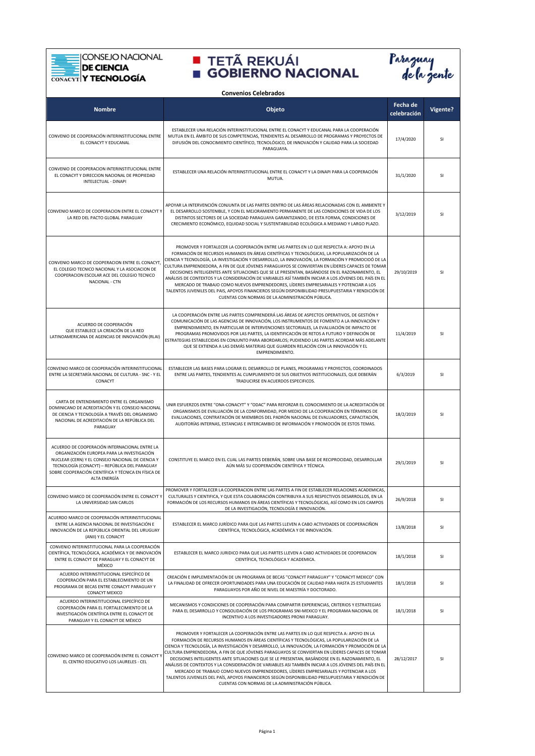CONSEJO NACIONAL DE CIENCIA Y TECNOLOGÍA

TETÃ REKUÁI GOBIERNO NACIONAL

Paraguay de la gente

## Convenios Celebrados

| Nombre | Objeto | Fecha de celebración | Vigente? |
| --- | --- | --- | --- |
| CONVENIO DE COOPERACIÓN INTERINSTITUCIONAL ENTRE EL CONACYT Y EDUCANAL | ESTABLECER UNA RELACIÓN INTERINSTITUCIONAL ENTRE EL CONACYT Y EDUCANAL PARA LA COOPERACIÓN MUTUA EN EL ÁMBITO DE SUS COMPETENCIAS, TENDIENTES AL DESARROLLO DE PROGRAMAS Y PROYECTOS DE DIFUSIÓN DEL CONOCIMIENTO CIENTÍFICO, TECNOLÓGICO, DE INNOVACIÓN Y CALIDAD PARA LA SOCIEDAD PARAGUAYA. | 17/4/2020 | SI |
| CONVENIO DE COOPERACION INTERINSTITUCIONAL ENTRE EL CONACYT Y DIRECCION NACIONAL DE PROPIEDAD INTELECTUAL - DINAPI | ESTABLECER UNA RELACIÓN INTERINSTITUCIONAL ENTRE EL CONACYT Y LA DINAPI PARA LA COOPERACIÓN MUTUA. | 31/1/2020 | SI |
| CONVENIO MARCO DE COOPERACION ENTRE EL CONACYT Y LA RED DEL PACTO GLOBAL PARAGUAY | APOYAR LA INTERVENCIÓN CONJUNTA DE LAS PARTES DENTRO DE LAS ÁREAS RELACIONADAS CON EL AMBIENTE Y EL DESARROLLO SOSTENIBLE, Y CON EL MEJORAMIENTO PERMANENTE DE LAS CONDICIONES DE VIDA DE LOS DISTINTOS SECTORES DE LA SOCIEDAD PARAGUAYA GARANTIZANDO, DE ESTA FORMA, CONDICIONES DE CRECIMIENTO ECONÓMICO, EQUIDAD SOCIAL Y SUSTENTABILIDAD ECOLÓGICA A MEDIANO Y LARGO PLAZO. | 3/12/2019 | SI |
| CONVENIO MARCO DE COOPERACION ENTRE EL CONACYT, EL COLEGIO TECNICO NACIONAL Y LA ASOCIACION DE COOPERACION ESCOLAR ACE DEL COLEGIO TECNICO NACIONAL - CTN | PROMOVER Y FORTALECER LA COOPERACIÓN ENTRE LAS PARTES EN LO QUE RESPECTA A: APOYO EN LA FORMACIÓN DE RECURSOS HUMANOS EN ÁREAS CIENTÍFICAS Y TECNOLÓGICAS, LA POPULARIZACIÓN DE LA CIENCIA Y TECNOLOGÍA, LA INVESTIGACIÓN Y DESARROLLO, LA INNOVACIÓN, LA FORMACIÓN Y PROMOCIOÓ DE LA CULTURA EMPRENDEDORA, A FIN DE QUE JÓVENES PARAGUAYOS SE CONVIERTAN EN LÍDERES CAPACES DE TOMAR DECISIONES INTELIGENTES ANTE SITUACIONES QUE SE LE PRESENTAN, BASÁNDOSE EN EL RAZONAMIENTO, EL ANÁLISIS DE CONTEXTOS Y LA CONSIDERACIÓN DE VARIABLES ASÍ TAMBIÉN INICIAR A LOS JÓVENES DEL PAÍS EN EL MERCADO DE TRABAJO COMO NUEVOS EMPRENDEDORES, LÍDERES EMPRESARIALES Y POTENCIAR A LOS TALENTOS JUVENILES DEL PAIS, APOYOS FINANCIEROS SEGÚN DISPONIBILIDAD PRESUPUESTARIA Y RENDICIÓN DE CUENTAS CON NORMAS DE LA ADMINISTRACIÓN PÚBLICA. | 29/10/2019 | SI |
| ACUERDO DE COOPERACIÓN QUE ESTABLECE LA CREACIÓN DE LA RED LATINOAMERICANA DE AGENCIAS DE INNOVACIÓN (RLAI) | LA COOPERACIÓN ENTRE LAS PARTES COMPRENDERÁ LAS ÁREAS DE ASPECTOS OPERATIVOS, DE GESTIÓN Y COMUNICACIÓN DE LAS AGENCIAS DE INNOVACIÓN, LOS INSTRUMENTOS DE FOMENTO A LA INNOVACIÓN Y EMPRENDIMIENTO, EN PARTICULAR DE INTERVENCIONES SECTORIALES, LA EVALUACIÓN DE IMPACTO DE PROGRAMAS PROMOVIDOS POR LAS PARTES, LA IDENTIFICACIÓN DE RETOS A FUTURO Y DEFINICIÓN DE ESTRATEGIAS ESTABLECIDAS EN CONJUNTO PARA ABORDARLOS; PUDIENDO LAS PARTES ACORDAR MÁS ADELANTE QUE SE EXTIENDA A LAS DEMÁS MATERIAS QUE GUARDEN RELACIÓN CON LA INNOVACIÓN Y EL EMPRENDIMIENTO. | 11/4/2019 | SI |
| CONVENIO MARCO DE COOPERACIÓN INTERINSTITUCIONAL ENTRE LA SECRETARÍA NACIONAL DE CULTURA - SNC - Y EL CONACYT | ESTABLECER LAS BASES PARA LOGRAR EL DESARROLLO DE PLANES, PROGRAMAS Y PROYECTOS, COORDINADOS ENTRE LAS PARTES, TENDIENTES AL CUMPLIMIENTO DE SUS OBJETIVOS INSTITUCIONALES, QUE DEBERÁN TRADUCIRSE EN ACUERDOS ESPECIFICOS. | 6/3/2019 | SI |
| CARTA DE ENTENDIMIENTO ENTRE EL ORGANISMO DOMINICANO DE ACREDITACIÓN Y EL CONSEJO NACIONAL DE CIENCIA Y TECNOLOGÍA A TRAVÉS DEL ORGANISMO NACIONAL DE ACREDITACIÓN DE LA REPÚBLICA DEL PARAGUAY | UNIR ESFUERZOS ENTRE "ONA-CONACYT" Y "ODAC" PARA REFORZAR EL CONOCIMIENTO DE LA ACREDITACIÓN DE ORGANISMOS DE EVALUACIÓN DE LA CONFORMIDAD, POR MEDIO DE LA COOPERACIÓN EN TÉRMINOS DE EVALUACIONES, CONTRATACIÓN DE MIEMBROS DEL PADRÓN NACIONAL DE EVALUADORES, CAPACITACIÓN, AUDITORÍAS INTERNAS, ESTANCIAS E INTERCAMBIO DE INFORMACIÓN Y PROMOCIÓN DE ESTOS TEMAS. | 18/2/2019 | SI |
| ACUERDO DE COOPERACIÓN INTERNACIONAL ENTRE LA ORGANIZACIÓN EUROPEA PARA LA INVESTIGACIÓN NUCLEAR (CERN) Y EL CONSEJO NACIONAL DE CIENCIA Y TECNOLOGÍA (CONACYT) – REPÚBLICA DEL PARAGUAY SOBRE COOPERACIÓN CIENTÍFICA Y TÉCNICA EN FÍSICA DE ALTA ENERGÍA | CONSTITUYE EL MARCO EN EL CUAL LAS PARTES DEBERÁN, SOBRE UNA BASE DE RECIPROCIDAD, DESARROLLAR AÚN MÁS SU COOPERACIÓN CIENTÍFICA Y TÉCNICA. | 29/1/2019 | SI |
| CONVENIO MARCO DE COOPERACIÓN ENTRE EL CONACYT Y LA UNIVERSIDAD SAN CARLOS | PROMOVER Y FORTALECER LA COOPERACION ENTRE LAS PARTES A FIN DE ESTABLECER RELACIONES ACADEMICAS, CULTURALES Y CIENTIFICA, Y QUE ESTA COLABORACIÓN CONTRIBUYA A SUS RESPECTIVOS DESARROLLOS, EN LA FORMACIÓN DE LOS RECURSOS HUMANOS EN ÁREAS CIENTÍFICAS Y TECNOLÓGICAS, ASÍ COMO EN LOS CAMPOS DE LA INVESTIGACIÓN, TECNOLOGÍA E INNOVACIÓN. | 26/9/2018 | SI |
| ACUERDO MARCO DE COOPERACIÓN INTERINSTITUCIONAL ENTRE LA AGENCIA NACIONAL DE INVESTIGACIÓN E INNOVACIÓN DE LA REPÚBLICA ORIENTAL DEL URUGUAY (ANII) Y EL CONACYT | ESTABLECER EL MARCO JURÍDICO PARA QUE LAS PARTES LLEVEN A CABO ACTIVIDADES DE COOPERACIÑON CIENTÍFICA, TECNOLÓGICA, ACADÉMICA Y DE INNOVACIÓN. | 13/8/2018 | SI |
| CONVENIO INTERINSTITUCIONAL PARA LA COOPERACIÓN CIENTÍFICA, TECNOLÓGICA, ACADÉMICA Y DE INNOVACIÓN ENTRE EL CONACYT DE PARAGUAY Y EL CONACYT DE MÉXICO | ESTABLECER EL MARCO JURIDICO PARA QUE LAS PARTES LLEVEN A CABO ACTIVIDADES DE COOPERACION CIENTÍFICA, TECNOLÓGICA Y ACADEMICA. | 18/1/2018 | SI |
| ACUERDO INTERINSTITUCIONAL ESPECÍFICO DE COOPERACIÓN PARA EL ESTABLECIMIENTO DE UN PROGRAMA DE BECAS ENTRE CONACYT PARAGUAY Y CONACYT MEXICO | CREACIÓN E IMPLEMENTACIÓN DE UN PROGRAMA DE BECAS "CONACYT PARAGUAY" Y "CONACYT MEXICO" CON LA FINALIDAD DE OFRECER OPORTUNIDADES PARA UNA EDUCACIÓN DE CALIDAD PARA HASTA 25 ESTUDIANTES PARAGUAYOS POR AÑO DE NIVEL DE MAESTRÍA Y DOCTORADO. | 18/1/2018 | SI |
| ACUERDO INTERINSTITUCIONAL ESPECÍFICO DE COOPERACIÓN PARA EL FORTALECIMIENTO DE LA INVESTIGACIÓN CIENTÍFICA ENTRE EL CONACYT DE PARAGUAY Y EL CONACYT DE MÉXICO | MECANISMOS Y CONDICIONES DE COOPERACIÓN PARA COMPARTIR EXPERIENCIAS, CRITERIOS Y ESTRATEGIAS PARA EL DESARROLLO Y CONSOLIDACIÓN DE LOS PROGRAMAS SNI-MEXICO Y EL PROGRAMA NACIONAL DE INCENTIVO A LOS INVESTIGADORES PRONII PARAGUAY. | 18/1/2018 | SI |
| CONVENIO MARCO DE COOPERACIÓN ENTRE EL CONACYT Y EL CENTRO EDUCATIVO LOS LAURELES - CEL | PROMOVER Y FORTALECER LA COOPERACIÓN ENTRE LAS PARTES EN LO QUE RESPECTA A: APOYO EN LA FORMACIÓN DE RECURSOS HUMANOS EN ÁREAS CIENTÍFICAS Y TECNOLÓGICAS, LA POPULARIZACIÓN DE LA CIENCIA Y TECNOLOGÍA, LA INVESTIGACIÓN Y DESARROLLO, LA INNOVACIÓN, LA FORMACIÓN Y PROMOCIÓN DE LA CULTURA EMPRENDEDORA, A FIN DE QUE JÓVENES PARAGUAYOS SE CONVIERTAN EN LÍDERES CAPACES DE TOMAR DECISIONES INTELIGENTES ANTE SITUACIONES QUE SE LE PRESENTAN, BASÁNDOSE EN EL RAZONAMIENTO, EL ANÁLISIS DE CONTEXTOS Y LA CONSIDERACIÓN DE VARIABLES ASI TAMBIÉN INICIAR A LOS JÓVENES DEL PAÍS EN EL MERCADO DE TRABAJO COMO NUEVOS EMPRENDEDORES, LÍDERES EMPRESARIALES Y POTENCIAR A LOS TALENTOS JUVENILES DEL PAÍS, APOYOS FINANCIEROS SEGÚN DISPONIBILIDAD PRESUPUESTARIA Y RENDICIÓN DE CUENTAS CON NORMAS DE LA ADMINISTRACIÓN PÚBLICA. | 28/12/2017 | SI |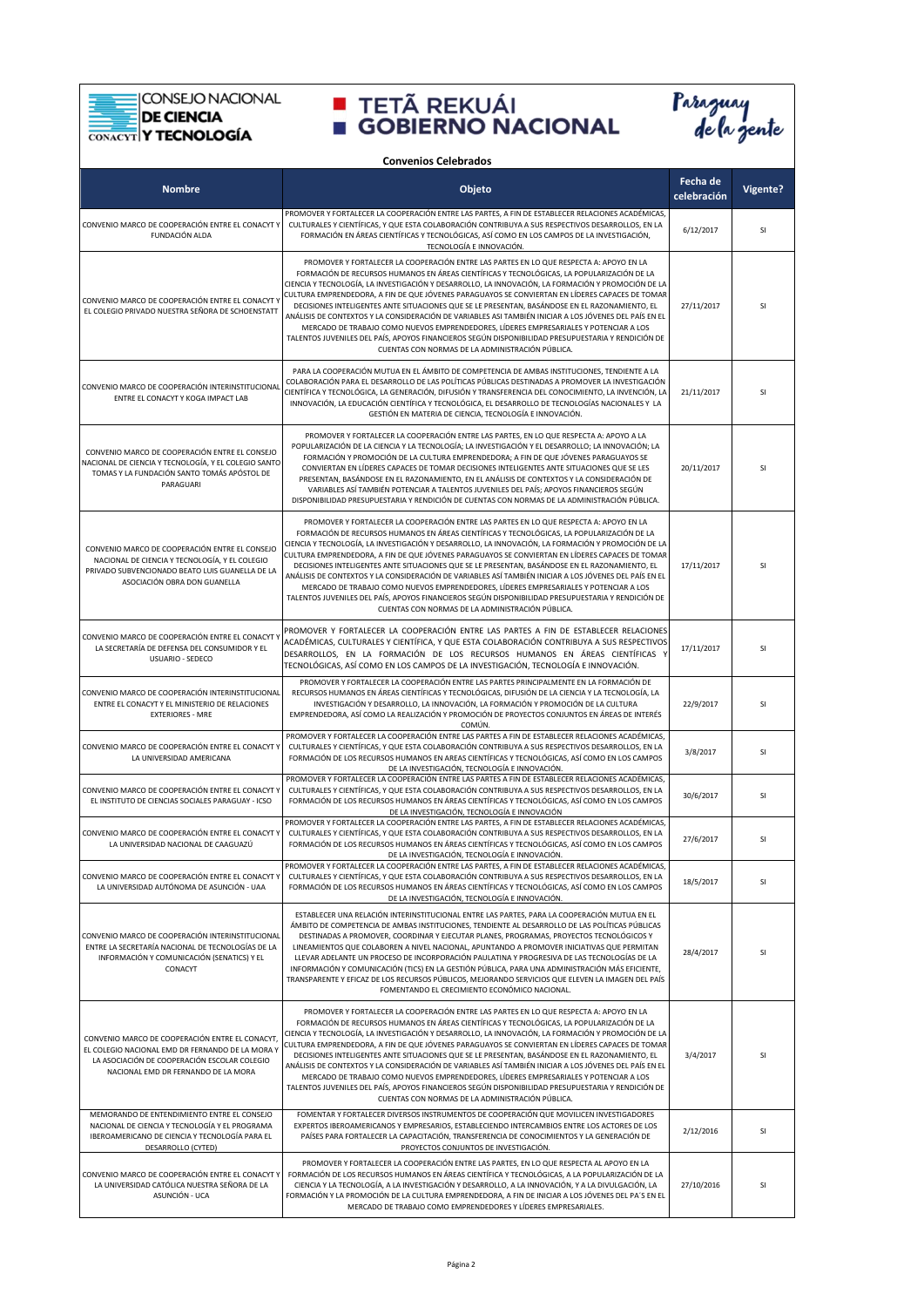CONSEJO NACIONAL DE CIENCIA Y TECNOLOGÍA

TETÃ REKUÁI GOBIERNO NACIONAL

Paraguay de la gente

**Convenios Celebrados**

| Nombre | Objeto | Fecha de celebración | Vigente? |
|---|---|---|---|
| CONVENIO MARCO DE COOPERACIÓN ENTRE EL CONACYT Y FUNDACIÓN ALDA | PROMOVER Y FORTALECER LA COOPERACIÓN ENTRE LAS PARTES, A FIN DE ESTABLECER RELACIONES ACADÉMICAS, CULTURALES Y CIENTÍFICAS, Y QUE ESTA COLABORACIÓN CONTRIBUYA A SUS RESPECTIVOS DESARROLLOS, EN LA FORMACIÓN EN ÁREAS CIENTÍFICAS Y TECNOLÓGICAS, ASÍ COMO EN LOS CAMPOS DE LA INVESTIGACIÓN, TECNOLOGÍA E INNOVACIÓN. | 6/12/2017 | SI |
| CONVENIO MARCO DE COOPERACIÓN ENTRE EL CONACYT Y EL COLEGIO PRIVADO NUESTRA SEÑORA DE SCHOENSTATT | PROMOVER Y FORTALECER LA COOPERACIÓN ENTRE LAS PARTES EN LO QUE RESPECTA A: APOYO EN LA FORMACIÓN DE RECURSOS HUMANOS EN ÁREAS CIENTÍFICAS Y TECNOLÓGICAS, LA POPULARIZACIÓN DE LA CIENCIA Y TECNOLOGÍA, LA INVESTIGACIÓN Y DESARROLLO, LA INNOVACIÓN, LA FORMACIÓN Y PROMOCIÓN DE LA CULTURA EMPRENDEDORA, A FIN DE QUE JÓVENES PARAGUAYOS SE CONVIERTAN EN LÍDERES CAPACES DE TOMAR DECISIONES INTELIGENTES ANTE SITUACIONES QUE SE LE PRESENTAN, BASÁNDOSE EN EL RAZONAMIENTO, EL ANÁLISIS DE CONTEXTOS Y LA CONSIDERACIÓN DE VARIABLES ASÍ TAMBIÉN INICIAR A LOS JÓVENES DEL PAÍS EN EL MERCADO DE TRABAJO COMO NUEVOS EMPRENDEDORES, LÍDERES EMPRESARIALES Y POTENCIAR A LOS TALENTOS JUVENILES DEL PAÍS, APOYOS FINANCIEROS SEGÚN DISPONIBILIDAD PRESUPUESTARIA Y RENDICIÓN DE CUENTAS CON NORMAS DE LA ADMINISTRACIÓN PÚBLICA. | 27/11/2017 | SI |
| CONVENIO MARCO DE COOPERACIÓN INTERINSTITUCIONAL ENTRE EL CONACYT Y KOGA IMPACT LAB | PARA LA COOPERACIÓN MUTUA EN EL ÁMBITO DE COMPETENCIA DE AMBAS INSTITUCIONES, TENDIENTE A LA COLABORACIÓN PARA EL DESARROLLO DE LAS POLÍTICAS PÚBLICAS DESTINADAS A PROMOVER LA INVESTIGACIÓN CIENTÍFICA Y TECNOLÓGICA, LA GENERACIÓN, DIFUSIÓN Y TRANSFERENCIA DEL CONOCIMIENTO, LA INVENCIÓN, LA INNOVACIÓN, LA EDUCACIÓN CIENTÍFICA Y TECNOLÓGICA, EL DESARROLLO DE TECNOLOGÍAS NACIONALES Y LA GESTIÓN EN MATERIA DE CIENCIA, TECNOLOGÍA E INNOVACIÓN. | 21/11/2017 | SI |
| CONVENIO MARCO DE COOPERACIÓN ENTRE EL CONSEJO NACIONAL DE CIENCIA Y TECNOLOGÍA, Y EL COLEGIO SANTO TOMAS Y LA FUNDACIÓN SANTO TOMÁS APÓSTOL DE PARAGUARI | PROMOVER Y FORTALECER LA COOPERACIÓN ENTRE LAS PARTES, EN LO QUE RESPECTA A: APOYO A LA POPULARIZACIÓN DE LA CIENCIA Y LA TECNOLOGÍA; LA INVESTIGACIÓN Y EL DESARROLLO; LA INNOVACIÓN; LA FORMACIÓN Y PROMOCIÓN DE LA CULTURA EMPRENDEDORA; A FIN DE QUE JÓVENES PARAGUAYOS SE CONVIERTAN EN LÍDERES CAPACES DE TOMAR DECISIONES INTELIGENTES ANTE SITUACIONES QUE SE LES PRESENTAN, BASÁNDOSE EN EL RAZONAMIENTO, EN EL ANÁLISIS DE CONTEXTOS Y LA CONSIDERACIÓN DE VARIABLES ASÍ TAMBIÉN POTENCIAR A TALENTOS JUVENILES DEL PAÍS; APOYOS FINANCIEROS SEGÚN DISPONIBILIDAD PRESUPUESTARIA Y RENDICIÓN DE CUENTAS CON NORMAS DE LA ADMINISTRACIÓN PÚBLICA. | 20/11/2017 | SI |
| CONVENIO MARCO DE COOPERACIÓN ENTRE EL CONSEJO NACIONAL DE CIENCIA Y TECNOLOGÍA, Y EL COLEGIO PRIVADO SUBVENCIONADO BEATO LUIS GUANELLA DE LA ASOCIACIÓN OBRA DON GUANELLA | PROMOVER Y FORTALECER LA COOPERACIÓN ENTRE LAS PARTES EN LO QUE RESPECTA A: APOYO EN LA FORMACIÓN DE RECURSOS HUMANOS EN ÁREAS CIENTÍFICAS Y TECNOLÓGICAS, LA POPULARIZACIÓN DE LA CIENCIA Y TECNOLOGÍA, LA INVESTIGACIÓN Y DESARROLLO, LA INNOVACIÓN, LA FORMACIÓN Y PROMOCIÓN DE LA CULTURA EMPRENDEDORA, A FIN DE QUE JÓVENES PARAGUAYOS SE CONVIERTAN EN LÍDERES CAPACES DE TOMAR DECISIONES INTELIGENTES ANTE SITUACIONES QUE SE LE PRESENTAN, BASÁNDOSE EN EL RAZONAMIENTO, EL ANÁLISIS DE CONTEXTOS Y LA CONSIDERACIÓN DE VARIABLES ASÍ TAMBIÉN INICIAR A LOS JÓVENES DEL PAÍS EN EL MERCADO DE TRABAJO COMO NUEVOS EMPRENDEDORES, LÍDERES EMPRESARIALES Y POTENCIAR A LOS TALENTOS JUVENILES DEL PAÍS, APOYOS FINANCIEROS SEGÚN DISPONIBILIDAD PRESUPUESTARIA Y RENDICIÓN DE CUENTAS CON NORMAS DE LA ADMINISTRACIÓN PÚBLICA. | 17/11/2017 | SI |
| CONVENIO MARCO DE COOPERACIÓN ENTRE EL CONACYT Y LA SECRETARÍA DE DEFENSA DEL CONSUMIDOR Y EL USUARIO - SEDECO | PROMOVER Y FORTALECER LA COOPERACIÓN ENTRE LAS PARTES A FIN DE ESTABLECER RELACIONES ACADÉMICAS, CULTURALES Y CIENTÍFICA, Y QUE ESTA COLABORACIÓN CONTRIBUYA A SUS RESPECTIVOS DESARROLLOS, EN LA FORMACIÓN DE LOS RECURSOS HUMANOS EN ÁREAS CIENTÍFICAS Y TECNOLÓGICAS, ASÍ COMO EN LOS CAMPOS DE LA INVESTIGACIÓN, TECNOLOGÍA E INNOVACIÓN. | 17/11/2017 | SI |
| CONVENIO MARCO DE COOPERACIÓN INTERINSTITUCIONAL ENTRE EL CONACYT Y EL MINISTERIO DE RELACIONES EXTERIORES - MRE | PROMOVER Y FORTALECER LA COOPERACIÓN ENTRE LAS PARTES PRINCIPALMENTE EN LA FORMACIÓN DE RECURSOS HUMANOS EN ÁREAS CIENTÍFICAS Y TECNOLÓGICAS, DIFUSIÓN DE LA CIENCIA Y LA TECNOLOGÍA, LA INVESTIGACIÓN Y DESARROLLO, LA INNOVACIÓN, LA FORMACIÓN Y PROMOCIÓN DE LA CULTURA EMPRENDEDORA, ASÍ COMO LA REALIZACIÓN Y PROMOCIÓN DE PROYECTOS CONJUNTOS EN ÁREAS DE INTERÉS COMÚN. | 22/9/2017 | SI |
| CONVENIO MARCO DE COOPERACIÓN ENTRE EL CONACYT Y LA UNIVERSIDAD AMERICANA | PROMOVER Y FORTALECER LA COOPERACIÓN ENTRE LAS PARTES A FIN DE ESTABLECER RELACIONES ACADÉMICAS, CULTURALES Y CIENTÍFICAS, Y QUE ESTA COLABORACIÓN CONTRIBUYA A SUS RESPECTIVOS DESARROLLOS, EN LA FORMACIÓN DE LOS RECURSOS HUMANOS EN AREAS CIENTÍFICAS Y TECNOLÓGICAS, ASÍ COMO EN LOS CAMPOS DE LA INVESTIGACIÓN, TECNOLOGÍA E INNOVACIÓN. | 3/8/2017 | SI |
| CONVENIO MARCO DE COOPERACIÓN ENTRE EL CONACYT Y EL INSTITUTO DE CIENCIAS SOCIALES PARAGUAY - ICSO | PROMOVER Y FORTALECER LA COOPERACIÓN ENTRE LAS PARTES A FIN DE ESTABLECER RELACIONES ACADÉMICAS, CULTURALES Y CIENTÍFICAS, Y QUE ESTA COLABORACIÓN CONTRIBUYA A SUS RESPECTIVOS DESARROLLOS, EN LA FORMACIÓN DE LOS RECURSOS HUMANOS EN ÁREAS CIENTÍFICAS Y TECNOLÓGICAS, ASÍ COMO EN LOS CAMPOS DE LA INVESTIGACIÓN, TECNOLOGÍA E INNOVACIÓN | 30/6/2017 | SI |
| CONVENIO MARCO DE COOPERACIÓN ENTRE EL CONACYT Y LA UNIVERSIDAD NACIONAL DE CAAGUAZÚ | PROMOVER Y FORTALECER LA COOPERACIÓN ENTRE LAS PARTES, A FIN DE ESTABLECER RELACIONES ACADÉMICAS, CULTURALES Y CIENTÍFICAS, Y QUE ESTA COLABORACIÓN CONTRIBUYA A SUS RESPECTIVOS DESARROLLOS, EN LA FORMACIÓN DE LOS RECURSOS HUMANOS EN ÁREAS CIENTÍFICAS Y TECNOLÓGICAS, ASÍ COMO EN LOS CAMPOS DE LA INVESTIGACIÓN, TECNOLOGÍA E INNOVACIÓN. | 27/6/2017 | SI |
| CONVENIO MARCO DE COOPERACIÓN ENTRE EL CONACYT Y LA UNIVERSIDAD AUTÓNOMA DE ASUNCIÓN - UAA | PROMOVER Y FORTALECER LA COOPERACIÓN ENTRE LAS PARTES, A FIN DE ESTABLECER RELACIONES ACADÉMICAS, CULTURALES Y CIENTÍFICAS, Y QUE ESTA COLABORACIÓN CONTRIBUYA A SUS RESPECTIVOS DESARROLLOS, EN LA FORMACIÓN DE LOS RECURSOS HUMANOS EN ÁREAS CIENTÍFICAS Y TECNOLÓGICAS, ASÍ COMO EN LOS CAMPOS DE LA INVESTIGACIÓN, TECNOLOGÍA E INNOVACIÓN. | 18/5/2017 | SI |
| CONVENIO MARCO DE COOPERACIÓN INTERINSTITUCIONAL ENTRE LA SECRETARÍA NACIONAL DE TECNOLOGÍAS DE LA INFORMACIÓN Y COMUNICACIÓN (SENATICS) Y EL CONACYT | ESTABLECER UNA RELACIÓN INTERINSTITUCIONAL ENTRE LAS PARTES, PARA LA COOPERACIÓN MUTUA EN EL ÁMBITO DE COMPETENCIA DE AMBAS INSTITUCIONES, TENDIENTE AL DESARROLLO DE LAS POLÍTICAS PÚBLICAS DESTINADAS A PROMOVER, COORDINAR Y EJECUTAR PLANES, PROGRAMAS, PROYECTOS TECNOLÓGICOS Y LINEAMIENTOS QUE COLABOREN A NIVEL NACIONAL, APUNTANDO A PROMOVER INICIATIVAS QUE PERMITAN LLEVAR ADELANTE UN PROCESO DE INCORPORACIÓN PAULATINA Y PROGRESIVA DE LAS TECNOLOGÍAS DE LA INFORMACIÓN Y COMUNICACIÓN (TICS) EN LA GESTIÓN PÚBLICA, PARA UNA ADMINISTRACIÓN MÁS EFICIENTE, TRANSPARENTE Y EFICAZ DE LOS RECURSOS PÚBLICOS, MEJORANDO SERVICIOS QUE ELEVEN LA IMAGEN DEL PAÍS FOMENTANDO EL CRECIMIENTO ECONÓMICO NACIONAL. | 28/4/2017 | SI |
| CONVENIO MARCO DE COOPERACIÓN ENTRE EL CONACYT, EL COLEGIO NACIONAL EMD DR FERNANDO DE LA MORA Y LA ASOCIACIÓN DE COOPERACIÓN ESCOLAR COLEGIO NACIONAL EMD DR FERNANDO DE LA MORA | PROMOVER Y FORTALECER LA COOPERACIÓN ENTRE LAS PARTES EN LO QUE RESPECTA A: APOYO EN LA FORMACIÓN DE RECURSOS HUMANOS EN ÁREAS CIENTÍFICAS Y TECNOLÓGICAS, LA POPULARIZACIÓN DE LA CIENCIA Y TECNOLOGÍA, LA INVESTIGACIÓN Y DESARROLLO, LA INNOVACIÓN, LA FORMACIÓN Y PROMOCIÓN DE LA CULTURA EMPRENDEDORA, A FIN DE QUE JÓVENES PARAGUAYOS SE CONVIERTAN EN LÍDERES CAPACES DE TOMAR DECISIONES INTELIGENTES ANTE SITUACIONES QUE SE LE PRESENTAN, BASÁNDOSE EN EL RAZONAMIENTO, EL ANÁLISIS DE CONTEXTOS Y LA CONSIDERACIÓN DE VARIABLES ASÍ TAMBIÉN INICIAR A LOS JÓVENES DEL PAÍS EN EL MERCADO DE TRABAJO COMO NUEVOS EMPRENDEDORES, LÍDERES EMPRESARIALES Y POTENCIAR A LOS TALENTOS JUVENILES DEL PAÍS, APOYOS FINANCIEROS SEGÚN DISPONIBILIDAD PRESUPUESTARIA Y RENDICIÓN DE CUENTAS CON NORMAS DE LA ADMINISTRACIÓN PÚBLICA. | 3/4/2017 | SI |
| MEMORANDO DE ENTENDIMIENTO ENTRE EL CONSEJO NACIONAL DE CIENCIA Y TECNOLOGÍA Y EL PROGRAMA IBEROAMERICANO DE CIENCIA Y TECNOLOGÍA PARA EL DESARROLLO (CYTED) | FOMENTAR Y FORTALECER DIVERSOS INSTRUMENTOS DE COOPERACIÓN QUE MOVILICEN INVESTIGADORES EXPERTOS IBEROAMERICANOS Y EMPRESARIOS, ESTABLECIENDO INTERCAMBIOS ENTRE LOS ACTORES DE LOS PAÍSES PARA FORTALECER LA CAPACITACIÓN, TRANSFERENCIA DE CONOCIMIENTOS Y LA GENERACIÓN DE PROYECTOS CONJUNTOS DE INVESTIGACIÓN. | 2/12/2016 | SI |
| CONVENIO MARCO DE COOPERACIÓN ENTRE EL CONACYT Y LA UNIVERSIDAD CATÓLICA NUESTRA SEÑORA DE LA ASUNCIÓN - UCA | PROMOVER Y FORTALECER LA COOPERACIÓN ENTRE LAS PARTES, EN LO QUE RESPECTA AL APOYO EN LA FORMACIÓN DE LOS RECURSOS HUMANOS EN ÁREAS CIENTÍFICA Y TECNOLÓGICAS, A LA POPULARIZACIÓN DE LA CIENCIA Y LA TECNOLOGÍA, A LA INVESTIGACIÓN Y DESARROLLO, A LA INNOVACIÓN, Y A LA DIVULGACIÓN, LA FORMACIÓN Y LA PROMOCIÓN DE LA CULTURA EMPRENDEDORA, A FIN DE INICIAR A LOS JÓVENES DEL PA'S EN EL MERCADO DE TRABAJO COMO EMPRENDEDORES Y LÍDERES EMPRESARIALES. | 27/10/2016 | SI |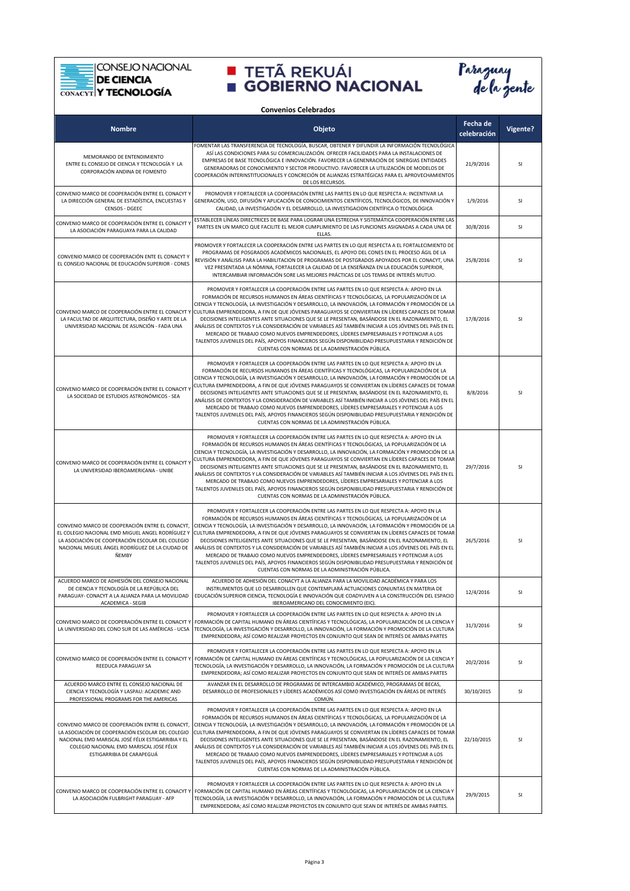## Convenios Celebrados

| Nombre | Objeto | Fecha de celebración | Vigente? |
|---|---|---|---|
| MEMORANDO DE ENTENDIMIENTO ENTRE EL CONSEJO DE CIENCIA Y TECNOLOGÍA Y LA CORPORACIÓN ANDINA DE FOMENTO | FOMENTAR LAS TRANSFERENCIA DE TECNOLOGÍA, BUSCAR, OBTENER Y DIFUNDIR LA INFORMACIÓN TECNOLÓGICA ASÍ LAS CONDICIONES PARA SU COMERCIALIZACIÓN. OFRECER FACILIDADES PARA LA INSTALACIONES DE EMPRESAS DE BASE TECNOLÓGICA E INNOVACIÓN. FAVORECER LA GENENRACIÓN DE SINERGIAS ENTIDADES GENERADORAS DE CONOCIMIENTO Y SECTOR PRODUCTIVO. FAVORECER LA UTILIZACIÓN DE MODELOS DE COOPERACIÓN INTERINSTITUCIONALES Y CONCRECIÓN DE ALIANZAS ESTRATÉGICAS PARA EL APROVECHAMIENTOS DE LOS RECURSOS. | 21/9/2016 | SI |
| CONVENIO MARCO DE COOPERACIÓN ENTRE EL CONACYT Y LA DIRECCIÓN GENERAL DE ESTADÍSTICA, ENCUESTAS Y CENSOS - DGEEC | PROMOVER Y FORTALECER LA COOPERACIÓN ENTRE LAS PARTES EN LO QUE RESPECTA A: INCENTIVAR LA GENERACIÓN, USO, DIFUSIÓN Y APLICACIÓN DE CONOCIMIENTOS CIENTÍFICOS, TECNOLÓGICOS, DE INNOVACIÓN Y CALIDAD, LA INVESTIGACIÓN Y EL DESARROLLO, LA INVESTIGACION CIENTÍFICA O TECNOLÓGICA | 1/9/2016 | SI |
| CONVENIO MARCO DE COOPERACIÓN ENTRE EL CONACYT Y LA ASOCIACIÓN PARAGUAYA PARA LA CALIDAD | ESTABLECER LÍNEAS DIRECTRICES DE BASE PARA LOGRAR UNA ESTRECHA Y SISTEMÁTICA COOPERACIÓN ENTRE LAS PARTES EN UN MARCO QUE FACILITE EL MEJOR CUMPLIMIENTO DE LAS FUNCIONES ASIGNADAS A CADA UNA DE ELLAS. | 30/8/2016 | SI |
| CONVENIO MARCO DE COOPERACIÓN ENTE EL CONACYT Y EL CONSEJO NACIONAL DE EDUCACIÓN SUPERIOR - CONES | PROMOVER Y FORTALECER LA COOPERACIÓN ENTRE LAS PARTES EN LO QUE RESPECTA A EL FORTALECIMIENTO DE PROGRAMAS DE POSGRADOS ACADÉMICOS NACIONALES, EL APOYO DEL CONES EN EL PROCESO ÁGIL DE LA REVISIÓN Y ANÁLISIS PARA LA HABILITACION DE PROGRAMAS DE POSTGRADOS APOYADOS POR EL CONACYT, UNA VEZ PRESENTADA LA NÓMINA, FORTALECER LA CALIDAD DE LA ENSEÑANZA EN LA EDUCACIÓN SUPERIOR, INTERCAMBIAR INFORMACIÓN SORE LAS MEJORES PRÁCTICAS DE LOS TEMAS DE INTERÉS MUTUO. | 25/8/2016 | SI |
| CONVENIO MARCO DE COOPERACIÓN ENTRE EL CONACYT Y LA FACULTAD DE ARQUITECTURA, DISEÑO Y ARTE DE LA UNIVERSIDAD NACIONAL DE ASUNCIÓN - FADA UNA | PROMOVER Y FORTALECER LA COOPERACIÓN ENTRE LAS PARTES EN LO QUE RESPECTA A: APOYO EN LA FORMACIÓN DE RECURSOS HUMANOS EN ÁREAS CIENTÍFICAS Y TECNOLÓGICAS, LA POPULARIZACIÓN DE LA CIENCIA Y TECNOLOGÍA, LA INVESTIGACIÓN Y DESARROLLO, LA INNOVACIÓN, LA FORMACIÓN Y PROMOCIÓN DE LA CULTURA EMPRENDEDORA, A FIN DE QUE JÓVENES PARAGUAYOS SE CONVIERTAN EN LÍDERES CAPACES DE TOMAR DECISIONES INTELIGENTES ANTE SITUACIONES QUE SE LE PRESENTAN, BASÁNDOSE EN EL RAZONAMIENTO, EL ANÁLISIS DE CONTEXTOS Y LA CONSIDERACIÓN DE VARIABLES ASÍ TAMBIÉN INICIAR A LOS JÓVENES DEL PAÍS EN EL MERCADO DE TRABAJO COMO NUEVOS EMPRENDEDORES, LÍDERES EMPRESARIALES Y POTENCIAR A LOS TALENTOS JUVENILES DEL PAÍS, APOYOS FINANCIEROS SEGÚN DISPONIBILIDAD PRESUPUESTARIA Y RENDICIÓN DE CUENTAS CON NORMAS DE LA ADMINISTRACIÓN PÚBLICA. | 17/8/2016 | SI |
| CONVENIO MARCO DE COOPERACIÓN ENTRE EL CONACYT Y LA SOCIEDAD DE ESTUDIOS ASTRONÓMICOS - SEA | PROMOVER Y FORTALECER LA COOPERACIÓN ENTRE LAS PARTES EN LO QUE RESPECTA A: APOYO EN LA FORMACIÓN DE RECURSOS HUMANOS EN ÁREAS CIENTÍFICAS Y TECNOLÓGICAS, LA POPULARIZACIÓN DE LA CIENCIA Y TECNOLOGÍA, LA INVESTIGACIÓN Y DESARROLLO, LA INNOVACIÓN, LA FORMACIÓN Y PROMOCIÓN DE LA CULTURA EMPRENDEDORA, A FIN DE QUE JÓVENES PARAGUAYOS SE CONVIERTAN EN LÍDERES CAPACES DE TOMAR DECISIONES INTELIGENTES ANTE SITUACIONES QUE SE LE PRESENTAN, BASÁNDOSE EN EL RAZONAMIENTO, EL ANÁLISIS DE CONTEXTOS Y LA CONSIDERACIÓN DE VARIABLES ASÍ TAMBIÉN INICIAR A LOS JÓVENES DEL PAÍS EN EL MERCADO DE TRABAJO COMO NUEVOS EMPRENDEDORES, LÍDERES EMPRESARIALES Y POTENCIAR A LOS TALENTOS JUVENILES DEL PAÍS, APOYOS FINANCIEROS SEGÚN DISPONIBILIDAD PRESUPUESTARIA Y RENDICIÓN DE CUENTAS CON NORMAS DE LA ADMINISTRACIÓN PÚBLICA. | 8/8/2016 | SI |
| CONVENIO MARCO DE COOPERACIÓN ENTRE EL CONACYT Y LA UNIVERSIDAD IBEROAMERICANA - UNIBE | PROMOVER Y FORTALECER LA COOPERACIÓN ENTRE LAS PARTES EN LO QUE RESPECTA A: APOYO EN LA FORMACIÓN DE RECURSOS HUMANOS EN ÁREAS CIENTÍFICAS Y TECNOLÓGICAS, LA POPULARIZACIÓN DE LA CIENCIA Y TECNOLOGÍA, LA INVESTIGACIÓN Y DESARROLLO, LA INNOVACIÓN, LA FORMACIÓN Y PROMOCIÓN DE LA CULTURA EMPRENDEDORA, A FIN DE QUE JÓVENES PARAGUAYOS SE CONVIERTAN EN LÍDERES CAPACES DE TOMAR DECISIONES INTELIGENTES ANTE SITUACIONES QUE SE LE PRESENTAN, BASÁNDOSE EN EL RAZONAMIENTO, EL ANÁLISIS DE CONTEXTOS Y LA CONSIDERACIÓN DE VARIABLES ASÍ TAMBIÉN INICIAR A LOS JÓVENES DEL PAÍS EN EL MERCADO DE TRABAJO COMO NUEVOS EMPRENDEDORES, LÍDERES EMPRESARIALES Y POTENCIAR A LOS TALENTOS JUVENILES DEL PAÍS, APOYOS FINANCIEROS SEGÚN DISPONIBILIDAD PRESUPUESTARIA Y RENDICIÓN DE CUENTAS CON NORMAS DE LA ADMINISTRACIÓN PÚBLICA. | 29/7/2016 | SI |
| CONVENIO MARCO DE COOPERACIÓN ENTRE EL CONACYT, EL COLEGIO NACIONAL EMD MIGUEL ANGEL RODRÍGUEZ Y LA ASOCIACIÓN DE COOPERACIÓN ESCOLAR DEL COLEGIO NACIONAL MIGUEL ÁNGEL RODRÍGUEZ DE LA CIUDAD DE ÑEMBY | PROMOVER Y FORTALECER LA COOPERACIÓN ENTRE LAS PARTES EN LO QUE RESPECTA A: APOYO EN LA FORMACIÓN DE RECURSOS HUMANOS EN ÁREAS CIENTÍFICAS Y TECNOLÓGICAS, LA POPULARIZACIÓN DE LA CIENCIA Y TECNOLOGÍA, LA INVESTIGACIÓN Y DESARROLLO, LA INNOVACIÓN, LA FORMACIÓN Y PROMOCIÓN DE LA CULTURA EMPRENDEDORA, A FIN DE QUE JÓVENES PARAGUAYOS SE CONVIERTAN EN LÍDERES CAPACES DE TOMAR DECISIONES INTELIGENTES ANTE SITUACIONES QUE SE LE PRESENTAN, BASÁNDOSE EN EL RAZONAMIENTO, EL ANÁLISIS DE CONTEXTOS Y LA CONSIDERACIÓN DE VARIABLES ASÍ TAMBIÉN INICIAR A LOS JÓVENES DEL PAÍS EN EL MERCADO DE TRABAJO COMO NUEVOS EMPRENDEDORES, LÍDERES EMPRESARIALES Y POTENCIAR A LOS TALENTOS JUVENILES DEL PAÍS, APOYOS FINANCIEROS SEGÚN DISPONIBILIDAD PRESUPUESTARIA Y RENDICIÓN DE CUENTAS CON NORMAS DE LA ADMINISTRACIÓN PÚBLICA. | 26/5/2016 | SI |
| ACUERDO MARCO DE ADHESIÓN DEL CONSEJO NACIONAL DE CIENCIA Y TECNOLOGÍA DE LA REPÚBLICA DEL PARAGUAY- CONACYT A LA ALIANZA PARA LA MOVILIDAD ACADEMICA - SEGIB | ACUERDO DE ADHESIÓN DEL CONACYT A LA ALIANZA PARA LA MOVILIDAD ACADÉMICA Y PARA LOS INSTRUMENTOS QUE LO DESARROLLEN QUE CONTEMPLARÁ ACTUACIONES CONJUNTAS EN MATERIA DE EDUCACIÓN SUPERIOR CIENCIA, TECNOLOGÍA E INNOVACIÓN QUE COADYUVEN A LA CONSTRUCCIÓN DEL ESPACIO IBEROAMERICANO DEL CONOCIMIENTO (EIC). | 12/4/2016 | SI |
| CONVENIO MARCO DE COOPERACIÓN ENTRE EL CONACYT Y LA UNIVERSIDAD DEL CONO SUR DE LAS AMÉRICAS - UCSA | PROMOVER Y FORTALECER LA COOPERACIÓN ENTRE LAS PARTES EN LO QUE RESPECTA A: APOYO EN LA FORMACIÓN DE CAPITAL HUMANO EN ÁREAS CIENTÍFICAS Y TECNOLÓGICAS, LA POPULARIZACIÓN DE LA CIENCIA Y TECNOLOGÍA, LA INVESTIGACIÓN Y DESARROLLO, LA INNOVACIÓN, LA FORMACIÓN Y PROMOCIÓN DE LA CULTURA EMPRENDEDORA; ASÍ COMO REALIZAR PROYECTOS EN CONJUNTO QUE SEAN DE INTERÉS DE AMBAS PARTES | 31/3/2016 | SI |
| CONVENIO MARCO DE COOPERACIÓN ENTRE EL CONACYT Y REEDUCA PARAGUAY SA | PROMOVER Y FORTALECER LA COOPERACIÓN ENTRE LAS PARTES EN LO QUE RESPECTA A: APOYO EN LA FORMACIÓN DE CAPITAL HUMANO EN ÁREAS CIENTÍFICAS Y TECNOLÓGICAS, LA POPULARIZACIÓN DE LA CIENCIA Y TECNOLOGÍA, LA INVESTIGACIÓN Y DESARROLLO, LA INNOVACIÓN, LA FORMACIÓN Y PROMOCIÓN DE LA CULTURA EMPRENDEDORA; ASÍ COMO REALIZAR PROYECTOS EN CONJUNTO QUE SEAN DE INTERÉS DE AMBAS PARTES | 20/2/2016 | SI |
| ACUERDO MARCO ENTRE EL CONSEJO NACIONAL DE CIENCIA Y TECNOLOGÍA Y LASPAU: ACADEMIC AND PROFESSIONAL PROGRAMS FOR THE AMERICAS | AVANZAR EN EL DESARROLLO DE PROGRAMAS DE INTERCAMBIO ACADÉMICO, PROGRAMAS DE BECAS, DESARROLLO DE PROFESIONALES Y LÍDERES ACADÉMICOS ASÍ COMO INVESTIGACIÓN EN ÁREAS DE INTERÉS COMÚN. | 30/10/2015 | SI |
| CONVENIO MARCO DE COOPERACIÓN ENTRE EL CONACYT, LA ASOCIACIÓN DE COOPERACIÓN ESCOLAR DEL COLEGIO NACIONAL EMD MARISCAL JOSÉ FÉLIX ESTIGARRIBIA Y EL COLEGIO NACIONAL EMD MARISCAL JOSE FÉLIX ESTIGARRIBIA DE CARAPEGUÁ | PROMOVER Y FORTALECER LA COOPERACIÓN ENTRE LAS PARTES EN LO QUE RESPECTA A: APOYO EN LA FORMACIÓN DE RECURSOS HUMANOS EN ÁREAS CIENTÍFICAS Y TECNOLÓGICAS, LA POPULARIZACIÓN DE LA CIENCIA Y TECNOLOGÍA, LA INVESTIGACIÓN Y DESARROLLO, LA INNOVACIÓN, LA FORMACIÓN Y PROMOCIÓN DE LA CULTURA EMPRENDEDORA, A FIN DE QUE JÓVENES PARAGUAYOS SE CONVIERTAN EN LÍDERES CAPACES DE TOMAR DECISIONES INTELIGENTES ANTE SITUACIONES QUE SE LE PRESENTAN, BASÁNDOSE EN EL RAZONAMIENTO, EL ANÁLISIS DE CONTEXTOS Y LA CONSIDERACIÓN DE VARIABLES ASÍ TAMBIÉN INICIAR A LOS JÓVENES DEL PAÍS EN EL MERCADO DE TRABAJO COMO NUEVOS EMPRENDEDORES, LÍDERES EMPRESARIALES Y POTENCIAR A LOS TALENTOS JUVENILES DEL PAÍS, APOYOS FINANCIEROS SEGÚN DISPONIBILIDAD PRESUPUESTARIA Y RENDICIÓN DE CUENTAS CON NORMAS DE LA ADMINISTRACIÓN PÚBLICA. | 22/10/2015 | SI |
| CONVENIO MARCO DE COOPERACIÓN ENTRE EL CONACYT Y LA ASOCIACIÓN FULBRIGHT PARAGUAY - AFP | PROMOVER Y FORTALECER LA COOPERACIÓN ENTRE LAS PARTES EN LO QUE RESPECTA A: APOYO EN LA FORMACIÓN DE CAPITAL HUMANO EN ÁREAS CIENTÍFICAS Y TECNOLÓGICAS, LA POPULARIZACIÓN DE LA CIENCIA Y TECNOLOGÍA, LA INVESTIGACIÓN Y DESARROLLO, LA INNOVACIÓN, LA FORMACIÓN Y PROMOCIÓN DE LA CULTURA EMPRENDEDORA; ASÍ COMO REALIZAR PROYECTOS EN CONJUNTO QUE SEAN DE INTERÉS DE AMBAS PARTES. | 29/9/2015 | SI |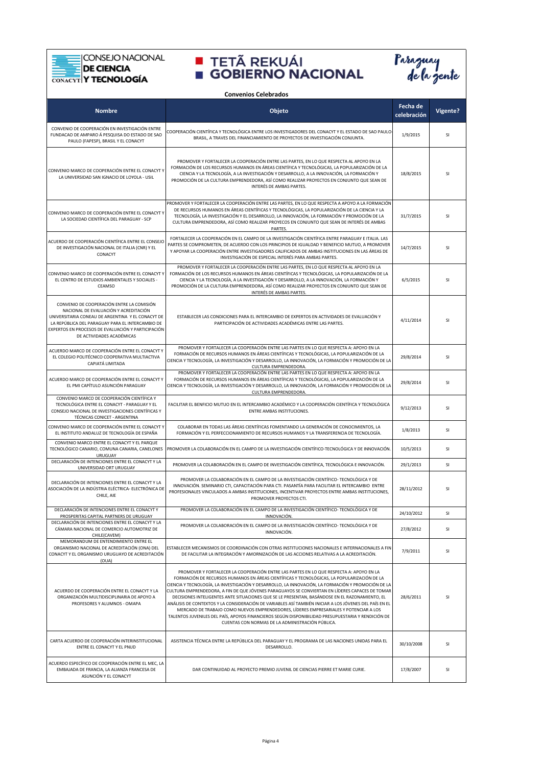**Convenios Celebrados**

| Nombre | Objeto | Fecha de celebración | Vigente? |
|---|---|---|---|
| CONVENIO DE COOPERACIÓN EN INVESTIGACIÓN ENTRE FUNDACAO DE AMPARO Á PESQUISA DO ESTADO DE SAO PAULO (FAPESP), BRASIL Y EL CONACYT | COOPERACIÓN CIENTÍFICA Y TECNOLÓGICA ENTRE LOS INVESTIGADORES DEL CONACYT Y EL ESTADO DE SAO PAULO-BRASIL, A TRAVES DEL FINANCIAMIENTO DE PROYECTOS DE INVESTIGACIÓN CONJUNTA. | 1/9/2015 | SI |
| CONVENIO MARCO DE COOPERACIÓN ENTRE EL CONACYT Y LA UNIVERSIDAD SAN IGNACIO DE LOYOLA - USIL | PROMOVER Y FORTALECER LA COOPERACIÓN ENTRE LAS PARTES, EN LO QUE RESPECTA AL APOYO EN LA FORMACIÓN DE LOS RECURSOS HUMANOS EN ÁREAS CIENTÍFICA Y TECNOLÓGICAS, LA POPULARIZACIÓN DE LA CIENCIA Y LA TECNOLOGÍA, A LA INVESTIGACIÓN Y DESARROLLO, A LA INNOVACIÓN, LA FORMACIÓN Y PROMOCIÓN DE LA CULTURA EMPRENDEDORA, ASÍ COMO REALIZAR PROYECTOS EN CONJUNTO QUE SEAN DE INTERÉS DE AMBAS PARTES. | 18/8/2015 | SI |
| CONVENIO MARCO DE COOPERACIÓN ENTRE EL CONACYT Y LA SOCIEDAD CIENTÍFICA DEL PARAGUAY - SCP | PROMOVER Y FORTALECER LA COOPERACIÓN ENTRE LAS PARTES, EN LO QUE RESPECTA A APOYO A LA FORMACIÓN DE RECURSOS HUMANOS EN ÁREAS CIENTÍFICAS Y TECNOLÓGICAS, LA POPULARIZACIÓN DE LA CIENCIA Y LA TECNOLOGÍA, LA INVESTIGACIÓN Y EL DESARROLLO, LA INNOVACIÓN, LA FORMACIÓN Y PROMOCIÓN DE LA CULTURA EMPRENDEDORA, ASÍ COMO REALIZAR PROYECOS EN CONJUNTO QUE SEAN DE INTERÉS DE AMBAS PARTES. | 31/7/2015 | SI |
| ACUERDO DE COOPERACIÓN CIENTÍFICA ENTRE EL CONSEJO DE INVESTIGACIÓN NACIONAL DE ITALIA (CNR) Y EL CONACYT | FORTALECER LA COOPERACIÓN EN EL CAMPO DE LA INVESTIGACIÓN CIENTÍFICA ENTRE PARAGUAY E ITALIA. LAS PARTES SE COMPROMETEN, DE ACUERDO CON LOS PRINCIPIOS DE IGUALDAD Y BENEFICIO MUTUO, A PROMOVER Y APOYAR LA COOPERACIÓN ENTRE INVESTIGADORES CALIFICADOS DE AMBAS INSTITUCIONES EN LAS ÁREAS DE INVESTIGACIÓN DE ESPECIAL INTERÉS PARA AMBAS PARTES. | 14/7/2015 | SI |
| CONVENIO MARCO DE COOPERACIÓN ENTRE EL CONACYT Y EL CENTRO DE ESTUDIOS AMBIENTALES Y SOCIALES - CEAMSO | PROMOVER Y FORTALECER LA COOPERACIÓN ENTRE LAS PARTES, EN LO QUE RESPECTA AL APOYO EN LA FORMACIÓN DE LOS RECURSOS HUMANOS EN ÁREAS CIENTÍFICAS Y TECNOLÓGICAS, LA POPULARIZACIÓN DE LA CIENCIA Y LA TECNOLOGÍA, A LA INVESTIGACIÓN Y DESARROLLO, A LA INNOVACIÓN, LA FORMACIÓN Y PROMOCIÓN DE LA CULTURA EMPRENDEDORA, ASÍ COMO REALIZAR PROYECTOS EN CONJUNTO QUE SEAN DE INTERÉS DE AMBAS PARTES. | 6/5/2015 | SI |
| CONVENIO DE COOPERACIÓN ENTRE LA COMISIÓN NACIONAL DE EVALUACIÓN Y ACREDITACIÓN UNIVERSITARIA CONEAU DE ARGENTINA Y EL CONACYT DE LA REPÚBLICA DEL PARAGUAY PARA EL INTERCAMBIO DE EXPERTOS EN PROCESOS DE EVALUACIÓN Y PARTICIPACIÓN DE ACTIVIDADES ACADÉMICAS | ESTABLECER LAS CONDICIONES PARA EL INTERCAMBIO DE EXPERTOS EN ACTIVIDADES DE EVALUACIÓN Y PARTICIPACIÓN DE ACTIVIDADES ACADÉMICAS ENTRE LAS PARTES. | 4/11/2014 | SI |
| ACUERDO MARCO DE COOPERACIÓN ENTRE EL CONACYT Y EL COLEGIO POLITÉCNICO COOPERATIVA MULTIACTIVA CAPIATÁ LIMITADA | PROMOVER Y FORTALECER LA COOPERACIÓN ENTRE LAS PARTES EN LO QUE RESPECTA A: APOYO EN LA FORMACIÓN DE RECURSOS HUMANOS EN ÁREAS CIENTÍFICAS Y TECNOLÓGICAS, LA POPULARIZACIÓN DE LA CIENCIA Y TECNOLOGÍA, LA INVESTIGACIÓN Y DESARROLLO, LA INNOVACIÓN, LA FORMACIÓN Y PROMOCIÓN DE LA CULTURA EMPRENDEDORA. | 29/8/2014 | SI |
| ACUERDO MARCO DE COOPERACIÓN ENTRE EL CONACYT Y EL PMI CAPÍTULO ASUNCIÓN PARAGUAY | PROMOVER Y FORTALECER LA COOPERACIÓN ENTRE LAS PARTES EN LO QUE RESPECTA A: APOYO EN LA FORMACIÓN DE RECURSOS HUMANOS EN ÁREAS CIENTÍFICAS Y TECNOLÓGICAS, LA POPULARIZACIÓN DE LA CIENCIA Y TECNOLOGÍA, LA INVESTIGACIÓN Y DESARROLLO, LA INNOVACIÓN, LA FORMACIÓN Y PROMOCIÓN DE LA CULTURA EMPRENDEDORA. | 29/8/2014 | SI |
| CONVENIO MARCO DE COOPERACIÓN CIENTÍFICA Y TECNOLÓGICA ENTRE EL CONACYT - PARAGUAY Y EL CONSEJO NACIONAL DE INVESTIGACIONES CIENTÍFICAS Y TÉCNICAS CONICET - ARGENTINA | FACILITAR EL BENFICIO MUTUO EN EL INTERCAMBIO ACADÉMICO Y LA COOPERACIÓN CIENTÍFICA Y TECNOLÓGICA ENTRE AMBAS INSTITUCIONES. | 9/12/2013 | SI |
| CONVENIO MARCO DE COOPERACIÓN ENTRE EL CONACYT Y EL INSTITUTO ANDALUZ DE TECNOLOGÍA DE ESPAÑA | COLABORAR EN TODAS LAS ÁREAS CIENTÍFICAS FOMENTANDO LA GENERACIÓN DE CONOCIMIENTOS, LA FORMACIÓN Y EL PERFECCIONAMIENTO DE RECURSOS HUMANOS Y LA TRANSFERENCIA DE TECNOLOGÍA. | 1/8/2013 | SI |
| CONVENIO MARCO ENTRE EL CONACYT Y EL PARQUE TECNOLÓGICO CANARIO, COMUNA CANARIA, CANELONES URUGUAY | PROMOVER LA COLABORACIÓN EN EL CAMPO DE LA INVESTIGACIÓN CIENTÍFICO-TECNOLÓGICA Y DE INNOVACIÓN. | 10/5/2013 | SI |
| DECLARACIÓN DE INTENCIONES ENTRE EL CONACYT Y LA UNIVERSIDAD ORT URUGUAY | PROMOVER LA COLABORACIÓN EN EL CAMPO DE INVESTIGACIÓN CIENTÍFICA, TECNOLÓGICA E INNOVACIÓN. | 29/1/2013 | SI |
| DECLARACIÓN DE INTENCIONES ENTRE EL CONACYT Y LA ASOCIACIÓN DE LA INDÚSTRIA ELÉCTRICA- ELECTRÓNICA DE CHILE, AIE | PROMOVER LA COLABORACIÓN EN EL CAMPO DE LA INVESTIGACIÓN CIENTÍFICO- TECNOLÓGICA Y DE INNOVACIÓN. SEMINARIO CTI, CAPACITACIÓN PARA CTI. PASANTÍA PARA FACILITAR EL INTERCAMBIO ENTRE PROFESIONALES VINCULADOS A AMBAS INSTITUCIONES, INCENTIVAR PROYECTOS ENTRE AMBAS INSTITUCIONES, PROMOVER PROYECTOS CTI. | 28/11/2012 | SI |
| DECLARACIÓN DE INTENCIONES ENTRE EL CONACYT Y PROSPERITAS CAPITAL PARTNERS DE URUGUAY | PROMOVER LA COLABORACIÓN EN EL CAMPO DE LA INVESTIGACIÓN CIENTÍFICO- TECNOLÓGICA Y DE INNOVACIÓN. | 24/10/2012 | SI |
| DECLARACIÓN DE INTENCIONES ENTRE EL CONACYT Y LA CÁMARA NACIONAL DE COMERCIO AUTOMOTRIZ DE CHILE(CAVEM) | PROMOVER LA COLABORACIÓN EN EL CAMPO DE LA INVESTIGACIÓN CIENTÍFICO- TECNOLÓGICA Y DE INNOVACIÓN. | 27/8/2012 | SI |
| MEMORANDUM DE ENTENDIMIENTO ENTRE EL ORGANISMO NACIONAL DE ACREDITACIÓN (ONA) DEL CONACYT Y EL ORGANISMO URUGUAYO DE ACREDITACIÓN (OUA) | ESTABLECER MECANISMOS DE COORDINACIÓN CON OTRAS INSTITUCIONES NACIONALES E INTERNACIONALES A FIN DE FACILITAR LA INTEGRACIÓN Y AMORNIZACIÓN DE LAS ACCIONES RELATIVAS A LA ACREDITACIÓN. | 7/9/2011 | SI |
| ACUERDO DE COOPERACIÓN ENTRE EL CONACYT Y LA ORGANIZACIÓN MULTIDISCIPLINARIA DE APOYO A PROFESORES Y ALUMNOS - OMAPA | PROMOVER Y FORTALECER LA COOPERACIÓN ENTRE LAS PARTES EN LO QUE RESPECTA A: APOYO EN LA FORMACIÓN DE RECURSOS HUMANOS EN ÁREAS CIENTÍFICAS Y TECNOLÓGICAS, LA POPULARIZACIÓN DE LA CIENCIA Y TECNOLOGÍA, LA INVESTIGACIÓN Y DESARROLLO, LA INNOVACIÓN, LA FORMACIÓN Y PROMOCIÓN DE LA CULTURA EMPRENDEDORA, A FIN DE QUE JÓVENES PARAGUAYOS SE CONVIERTAN EN LÍDERES CAPACES DE TOMAR DECISIONES INTELIGENTES ANTE SITUACIONES QUE SE LE PRESENTAN, BASÁNDOSE EN EL RAZONAMIENTO, EL ANÁLISIS DE CONTEXTOS Y LA CONSIDERACIÓN DE VARIABLES ASÍ TAMBIÉN INICIAR A LOS JÓVENES DEL PAÍS EN EL MERCADO DE TRABAJO COMO NUEVOS EMPRENDEDORES, LÍDERES EMPRESARIALES Y POTENCIAR A LOS TALENTOS JUVENILES DEL PAÍS, APOYOS FINANCIEROS SEGÚN DISPONIBILIDAD PRESUPUESTARIA Y RENDICIÓN DE CUENTAS CON NORMAS DE LA ADMINISTRACIÓN PÚBLICA. | 28/6/2011 | SI |
| CARTA ACUERDO DE COOPERACIÓN INTERINSTITUCIONAL ENTRE EL CONACYT Y EL PNUD | ASISTENCIA TÉCNICA ENTRE LA REPÚBLICA DEL PARAGUAY Y EL PROGRAMA DE LAS NACIONES UNIDAS PARA EL DESARROLLO. | 30/10/2008 | SI |
| ACUERDO ESPECÍFICO DE COOPERACIÓN ENTRE EL MEC, LA EMBAJADA DE FRANCIA, LA ALIANZA FRANCESA DE ASUNCIÓN Y EL CONACYT | DAR CONTINUIDAD AL PROYECTO PREMIO JUVENIL DE CIENCIAS PIERRE ET MARIE CURIE. | 17/8/2007 | SI |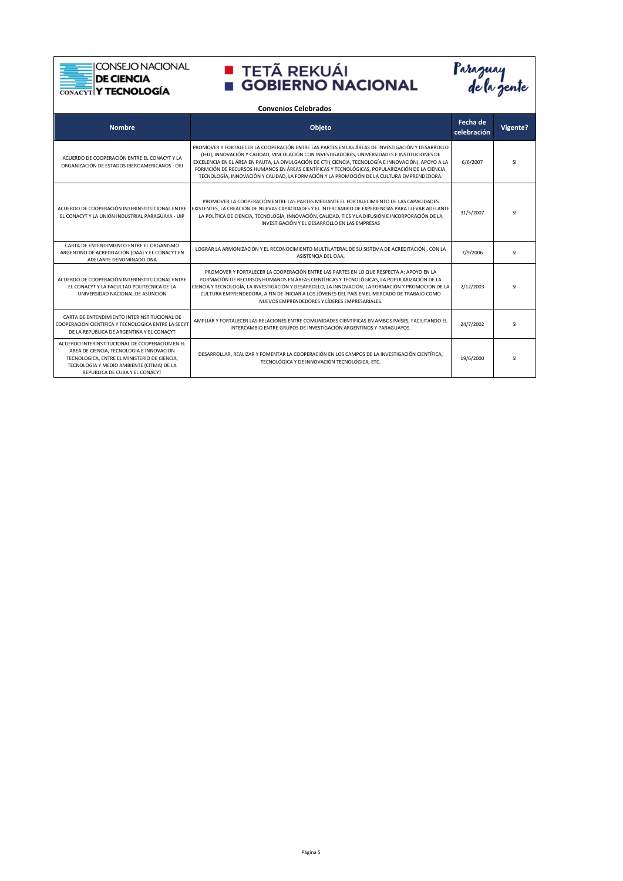CONSEJO NACIONAL DE CIENCIA Y TECNOLOGÍA

TETÃ REKUÁI GOBIERNO NACIONAL

Paraguay de la gente

**Convenios Celebrados**

| Nombre | Objeto | Fecha de celebración | Vigente? |
| --- | --- | --- | --- |
| ACUERDO DE COOPERACIÓN ENTRE EL CONACYT Y LA ORGANIZACIÓN DE ESTADOS IBEROAMERICANOS - OEI | PROMOVER Y FORTALECER LA COOPERACIÓN ENTRE LAS PARTES EN LAS ÁREAS DE INVESTIGACIÓN Y DESARROLLO (I+D), INNOVACIÓN Y CALIDAD, VINCULACIÓN CON INVESTIGADORES, UNIVERSIDADES E INSTITUCIONES DE EXCELENCIA EN EL ÁREA EN PAUTA, LA DIVULGACIÓN DE CTI ( CIENCIA, TECNOLOGÍA E INNOVACIÓN), APOYO A LA FORMCIÓN DE RECURSOS HUMANOS EN ÁREAS CIENTÍFICAS Y TECNOLÓGICAS, POPULARIZACIÓN DE LA CIENCIA, TECNOLOGÍA, INNOVACIÓN Y CALIDAD, LA FORMACIÓN Y LA PROMOCIÓN DE LA CULTURA EMPRENDEDORA. | 6/6/2007 | SI |
| ACUERDO DE COOPERACIÓN INTERINSTITUCIONAL ENTRE EL CONACYT Y LA UNIÓN INDUSTRIAL PARAGUAYA - UIP | PROMOVER LA COOPERACIÓN ENTRE LAS PARTES MEDIANTE EL FORTALECIMIENTO DE LAS CAPACIDADES EXISTENTES, LA CREACIÓN DE NUEVAS CAPACIDADES Y EL INTERCAMBIO DE EXPERIENCIAS PARA LLEVAR ADELANTE LA POLÍTICA DE CIENCIA, TECNOLOGÍA, INNOVACIÓN, CALIDAD, TICS Y LA DIFUSIÓN E INCORPORACIÓN DE LA INVESTIGACIÓN Y EL DESARROLLO EN LAS EMPRESAS | 31/5/2007 | SI |
| CARTA DE ENTENDIMIENTO ENTRE EL ORGANISMO ARGENTINO DE ACREDITACIÓN (OAA) Y EL CONACYT EN ADELANTE DENOMINADO ONA | LOGRAR LA ARMONIZACIÓN Y EL RECONOCIMIENTO MULTILATERAL DE SU SISTEMA DE ACREDITACIÓN , CON LA ASISTENCIA DEL OAA. | 7/9/2006 | SI |
| ACUERDO DE COOPERACIÓN INTERINSTITUCIONAL ENTRE EL CONACYT Y LA FACULTAD POLITÉCNICA DE LA UNIVERSIDAD NACIONAL DE ASUNCIÓN | PROMOVER Y FORTALECER LA COOPERACIÓN ENTRE LAS PARTES EN LO QUE RESPECTA A: APOYO EN LA FORMACIÓN DE RECURSOS HUMANOS EN ÁREAS CIENTÍFICAS Y TECNOLÓGICAS, LA POPULARIZACIÓN DE LA CIENCIA Y TECNOLOGÍA, LA INVESTIGACIÓN Y DESARROLLO, LA INNOVACIÓN, LA FORMACIÓN Y PROMOCIÓN DE LA CULTURA EMPRENDEDORA, A FIN DE INICIAR A LOS JÓVENES DEL PAÍS EN EL MERCADO DE TRABAJO COMO NUEVOS EMPRENDEDORES Y LÍDERES EMPRESARIALES. | 2/12/2003 | SI |
| CARTA DE ENTENDIMIENTO INTERINSTITUCIONAL DE COOPERACION CIENTIFICA Y TECNOLOGICA ENTRE LA SECYT DE LA REPUBLICA DE ARGENTINA Y EL CONACYT | AMPLIAR Y FORTALECER LAS RELACIONES ENTRE COMUNIDADES CIENTÍFICAS EN AMBOS PAÍSES, FACILITANDO EL INTERCAMBIO ENTRE GRUPOS DE INVESTIGACIÓN ARGENTINOS Y PARAGUAYOS. | 24/7/2002 | SI |
| ACUERDO INTERINSTITUCIONAL DE COOPERACION EN EL AREA DE CIENCIA, TECNOLOGIA E INNOVACION TECNOLOGICA, ENTRE EL MINISTERIO DE CIENCIA, TECNOLOGIA Y MEDIO AMBIENTE (CITMA) DE LA REPUBLICA DE CUBA Y EL CONACYT | DESARROLLAR, REALIZAR Y FOMENTAR LA COOPERACIÓN EN LOS CAMPOS DE LA INVESTIGACIÓN CIENTÍFICA, TECNOLÓGICA Y DE INNOVACIÓN TECNOLÓGICA, ETC. | 19/6/2000 | SI |